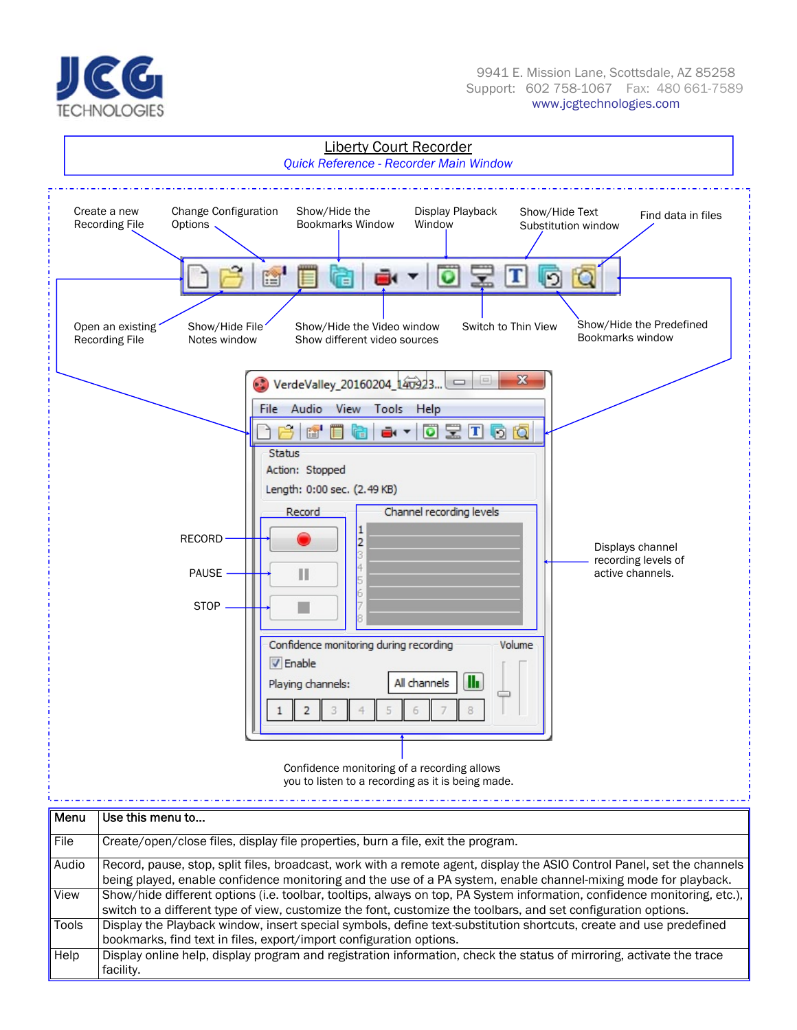JCG TECHNOLOGIES

9941 E. Mission Lane, Scottsdale, AZ 85258
Support: 602 758-1067 Fax: 480 661-7589
www.jcgtechnologies.com

# Liberty Court Recorder

*Quick Reference - Recorder Main Window*

Create a new Recording File

Change Configuration Options

Show/Hide the Bookmarks Window

Display Playback Window

Show/Hide Text Substitution window

Find data in files

Open an existing Recording File

Show/Hide File Notes window

Show/Hide the Video window
Show different video sources

Switch to Thin View

Show/Hide the Predefined Bookmarks window

VerdeValley_20160204_140923...

File Audio View Tools Help

Status
Action: Stopped
Length: 0:00 sec. (2.49 KB)

Record

Channel recording levels

RECORD

PAUSE

STOP

Displays channel recording levels of active channels.

Confidence monitoring during recording

Enable

Playing channels: All channels

1 2 3 4 5 6 7 8

Volume

Confidence monitoring of a recording allows you to listen to a recording as it is being made.

| Menu | Use this menu to… |
|---|---|
| File | Create/open/close files, display file properties, burn a file, exit the program. |
| Audio | Record, pause, stop, split files, broadcast, work with a remote agent, display the ASIO Control Panel, set the channels being played, enable confidence monitoring and the use of a PA system, enable channel-mixing mode for playback. |
| View | Show/hide different options (i.e. toolbar, tooltips, always on top, PA System information, confidence monitoring, etc.), switch to a different type of view, customize the font, customize the toolbars, and set configuration options. |
| Tools | Display the Playback window, insert special symbols, define text-substitution shortcuts, create and use predefined bookmarks, find text in files, export/import configuration options. |
| Help | Display online help, display program and registration information, check the status of mirroring, activate the trace facility. |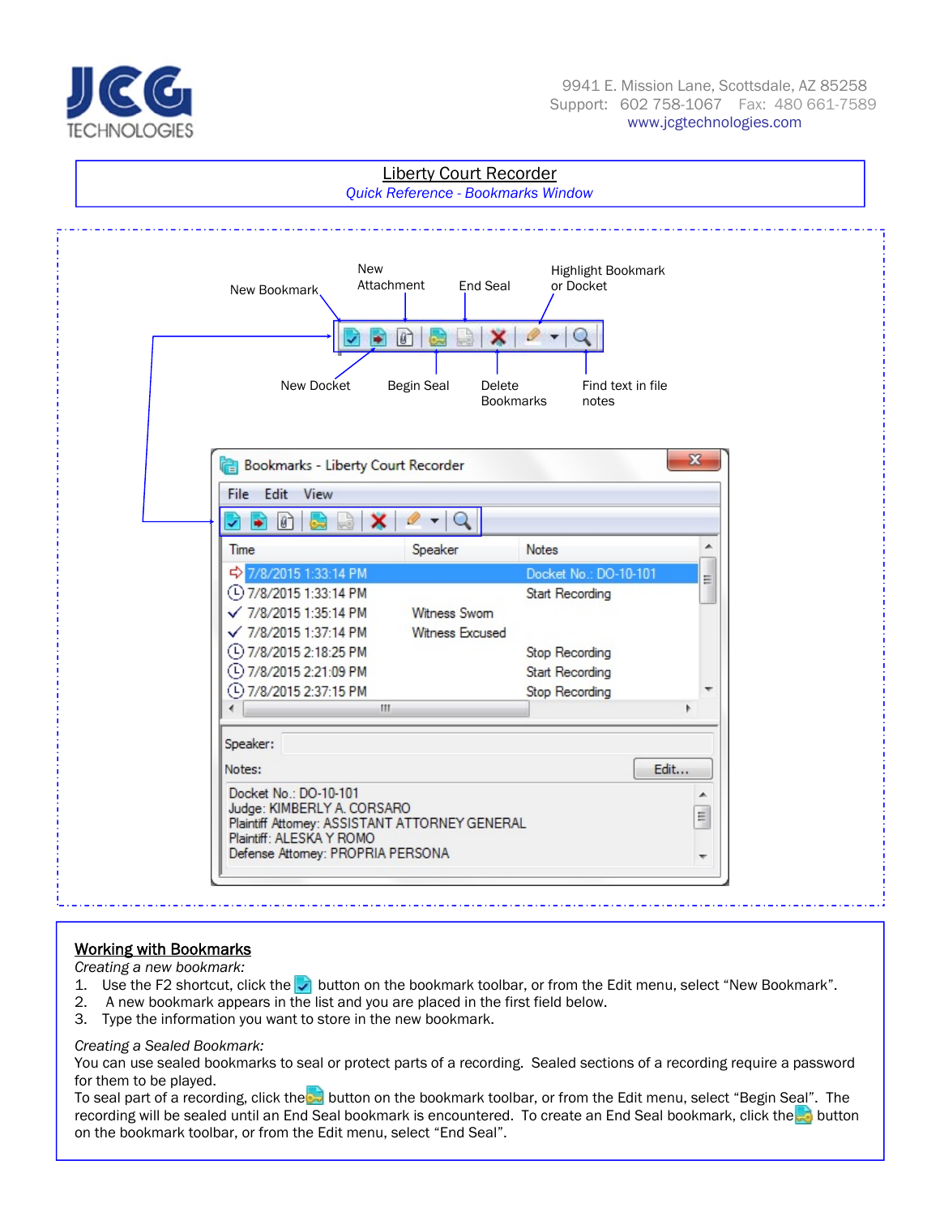JCG TECHNOLOGIES

9941 E. Mission Lane, Scottsdale, AZ 85258
Support: 602 758-1067 Fax: 480 661-7589
www.jcgtechnologies.com

# Liberty Court Recorder

*Quick Reference - Bookmarks Window*

New Bookmark

New Attachment

End Seal

Highlight Bookmark or Docket

New Docket

Begin Seal

Delete Bookmarks

Find text in file notes

Bookmarks - Liberty Court Recorder

File Edit View

| Time | Speaker | Notes |
|---|---|---|
| 7/8/2015 1:33:14 PM | | Docket No.: DO-10-101 |
| 7/8/2015 1:33:14 PM | | Start Recording |
| 7/8/2015 1:35:14 PM | Witness Sworn | |
| 7/8/2015 1:37:14 PM | Witness Excused | |
| 7/8/2015 2:18:25 PM | | Stop Recording |
| 7/8/2015 2:21:09 PM | | Start Recording |
| 7/8/2015 2:37:15 PM | | Stop Recording |

Speaker:

Notes: Edit...

Docket No.: DO-10-101
Judge: KIMBERLY A. CORSARO
Plaintiff Attorney: ASSISTANT ATTORNEY GENERAL
Plaintiff: ALESKA Y ROMO
Defense Attorney: PROPRIA PERSONA

## Working with Bookmarks

*Creating a new bookmark:*

1. Use the F2 shortcut, click the button on the bookmark toolbar, or from the Edit menu, select "New Bookmark".
2. A new bookmark appears in the list and you are placed in the first field below.
3. Type the information you want to store in the new bookmark.

*Creating a Sealed Bookmark:*

You can use sealed bookmarks to seal or protect parts of a recording. Sealed sections of a recording require a password for them to be played.

To seal part of a recording, click the button on the bookmark toolbar, or from the Edit menu, select "Begin Seal". The recording will be sealed until an End Seal bookmark is encountered. To create an End Seal bookmark, click the button on the bookmark toolbar, or from the Edit menu, select "End Seal".